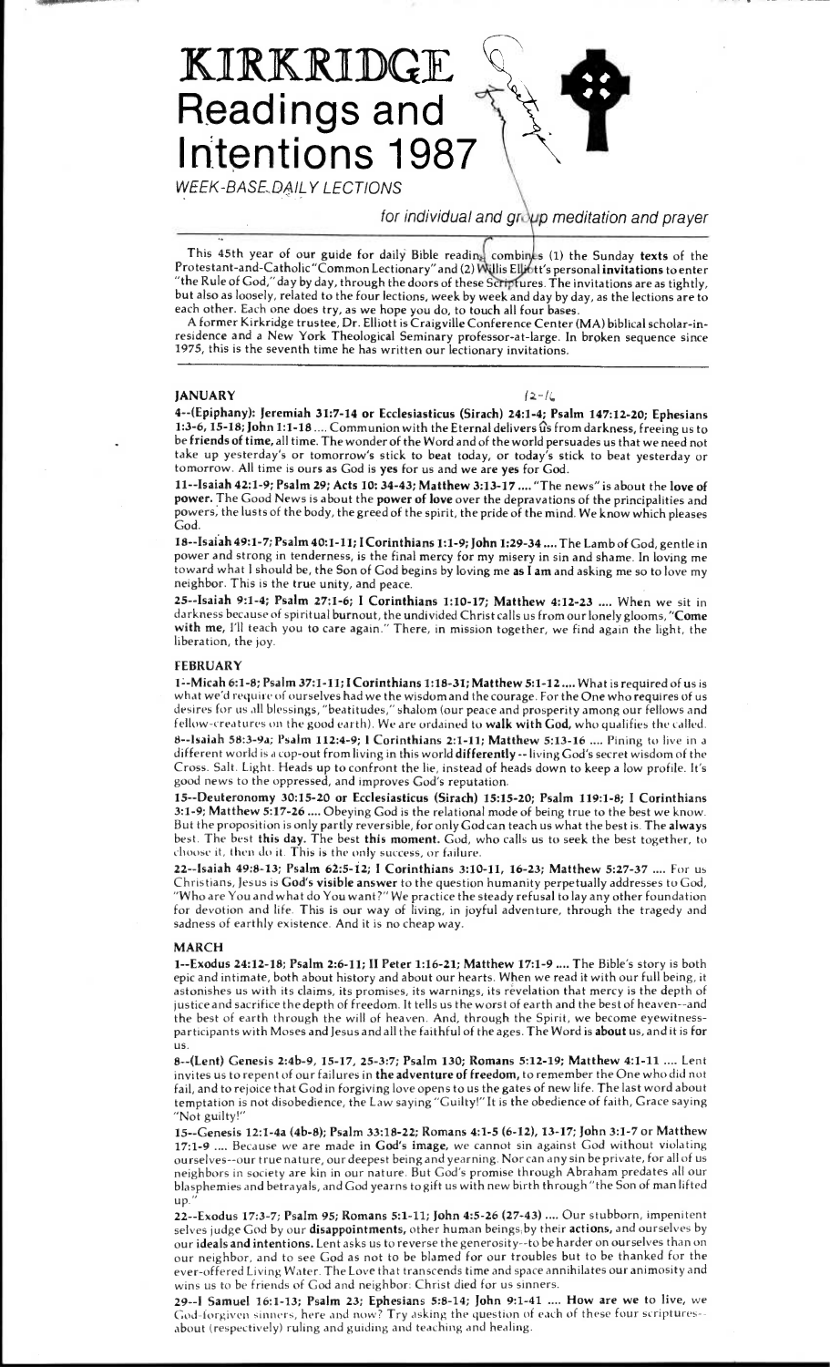# KIRKRIDGE Readings and Intentions 1987

*WEEK-BASE DAILY LECTIONS*

*for individual and group meditation and prayer*

This 45th year of our guide for daily Bible reading combines (1) the Sunday **texts** of the Protestant-and-Catholic "Common Lectionary" and (2) Willis Elliott's personal **invitations** to enter "the Rule of God," day by day, through the doors of these Scriptures. The invitations are as tightly, but also as loosely, related to the four lections, week by week and day by day, as the lections are to each other. Each one does try, as we hope you do, to touch all four bases.

A former Kirkridge trustee, Dr. Elliott is Craigville Conference Center (MA) biblical scholar-in-residence and a New York Theological Seminary professor-at-large. In broken sequence since 1975, this is the seventh time he has written our lectionary invitations.

## JANUARY

**4--(Epiphany): Jeremiah 31:7-14 or Ecclesiasticus (Sirach) 24:1-4; Psalm 147:12-20; Ephesians 1:3-6, 15-18; John 1:1-18** .... Communion with the Eternal delivers us from darkness, freeing us to be **friends of time,** all time. The wonder of the Word and of the world persuades us that we need not take up yesterday's or tomorrow's stick to beat today, or today's stick to beat yesterday or tomorrow. All time is ours as God is **yes** for us and we are **yes** for God.

**11--Isaiah 42:1-9; Psalm 29; Acts 10: 34-43; Matthew 3:13-17** .... "The news" is about the **love of power.** The Good News is about the **power of love** over the depravations of the principalities and powers, the lusts of the body, the greed of the spirit, the pride of the mind. We know which pleases God.

**18--Isaiah 49:1-7; Psalm 40:1-11; I Corinthians 1:1-9; John 1:29-34** .... The Lamb of God, gentle in power and strong in tenderness, is the final mercy for my misery in sin and shame. In loving me toward what I should be, the Son of God begins by loving me **as I am** and asking me so to love my neighbor. This is the true unity, and peace.

**25--Isaiah 9:1-4; Psalm 27:1-6; I Corinthians 1:10-17; Matthew 4:12-23** .... When we sit in darkness because of spiritual **burnout,** the undivided Christ calls us from our lonely glooms, "**Come with me,** I'll teach you to care again." There, in mission together, we find again the light, the liberation, the joy.

## FEBRUARY

**1--Micah 6:1-8; Psalm 37:1-11; I Corinthians 1:18-31; Matthew 5:1-12** .... What is required of us is what we'd require of ourselves had we the wisdom and the courage. For the One who **requires** of us desires for us all blessings, "beatitudes," shalom (our peace and prosperity among our fellows and fellow-creatures on the good earth). We are ordained to **walk with God,** who qualifies the called.

**8--Isaiah 58:3-9a; Psalm 112:4-9; I Corinthians 2:1-11; Matthew 5:13-16** .... Pining to live in a different world is a cop-out from living in this world **differently** -- living God's secret wisdom of the Cross. Salt. Light. Heads up to confront the lie, instead of heads down to keep a low profile. It's good news to the oppressed, and improves God's reputation.

**15--Deuteronomy 30:15-20 or Ecclesiasticus (Sirach) 15:15-20; Psalm 119:1-8; I Corinthians 3:1-9; Matthew 5:17-26** .... Obeying God is the relational mode of being true to the best we know. But the proposition is only partly reversible, for only God can teach us what the best is. The **always** best. The best **this day.** The best **this moment.** God, who calls us to seek the best together, to choose it, then do it. This is the only success, or failure.

**22--Isaiah 49:8-13; Psalm 62:5-12; I Corinthians 3:10-11, 16-23; Matthew 5:27-37** .... For us Christians, Jesus is **God's visible answer** to the question humanity perpetually addresses to God, "Who are You and what do You want?" We practice the steady refusal to lay any other foundation for devotion and life. This is our way of living, in joyful adventure, through the tragedy and sadness of earthly existence. And it is no cheap way.

## MARCH

**1--Exodus 24:12-18; Psalm 2:6-11; II Peter 1:16-21; Matthew 17:1-9** .... The Bible's story is both epic and intimate, both about history and about our hearts. When we read it with our full being, it astonishes us with its claims, its promises, its warnings, its revelation that mercy is the depth of justice and sacrifice the depth of freedom. It tells us the worst of earth and the best of heaven--and the best of earth through the will of heaven. And, through the Spirit, we become eyewitness-participants with Moses and Jesus and all the faithful of the ages. The Word is **about** us, and it is **for** us.

**8--(Lent) Genesis 2:4b-9, 15-17, 25-3:7; Psalm 130; Romans 5:12-19; Matthew 4:1-11** .... Lent invites us to repent of our failures in **the adventure of freedom,** to remember the One who did not fail, and to rejoice that God in forgiving love opens to us the gates of new life. The last word about temptation is not disobedience, the Law saying "Guilty!" It is the obedience of faith, Grace saying "Not guilty!"

**15--Genesis 12:1-4a (4b-8); Psalm 33:18-22; Romans 4:1-5 (6-12), 13-17; John 3:1-7 or Matthew 17:1-9** .... Because we are made in **God's image,** we cannot sin against God without violating ourselves--our true nature, our deepest being and yearning. Nor can any sin be private, for all of us neighbors in society are kin in our nature. But God's promise through Abraham predates all our blasphemies and betrayals, and God yearns to gift us with new birth through "the Son of man lifted up."

**22--Exodus 17:3-7; Psalm 95; Romans 5:1-11; John 4:5-26 (27-43)** .... Our stubborn, impenitent selves judge God by our **disappointments,** other human beings by their **actions,** and ourselves by our **ideals and intentions.** Lent asks us to reverse the generosity--to be harder on ourselves than on our neighbor, and to see God as not to be blamed for our troubles but to be thanked for the ever-offered Living Water. The Love that transcends time and space annihilates our animosity and wins us to be friends of God and neighbor: Christ died for us sinners.

**29--I Samuel 16:1-13; Psalm 23; Ephesians 5:8-14; John 9:1-41** .... **How are we to live,** we God-forgiven sinners, here and now? Try asking the question of each of these four scriptures--about (respectively) ruling and guiding and teaching and healing.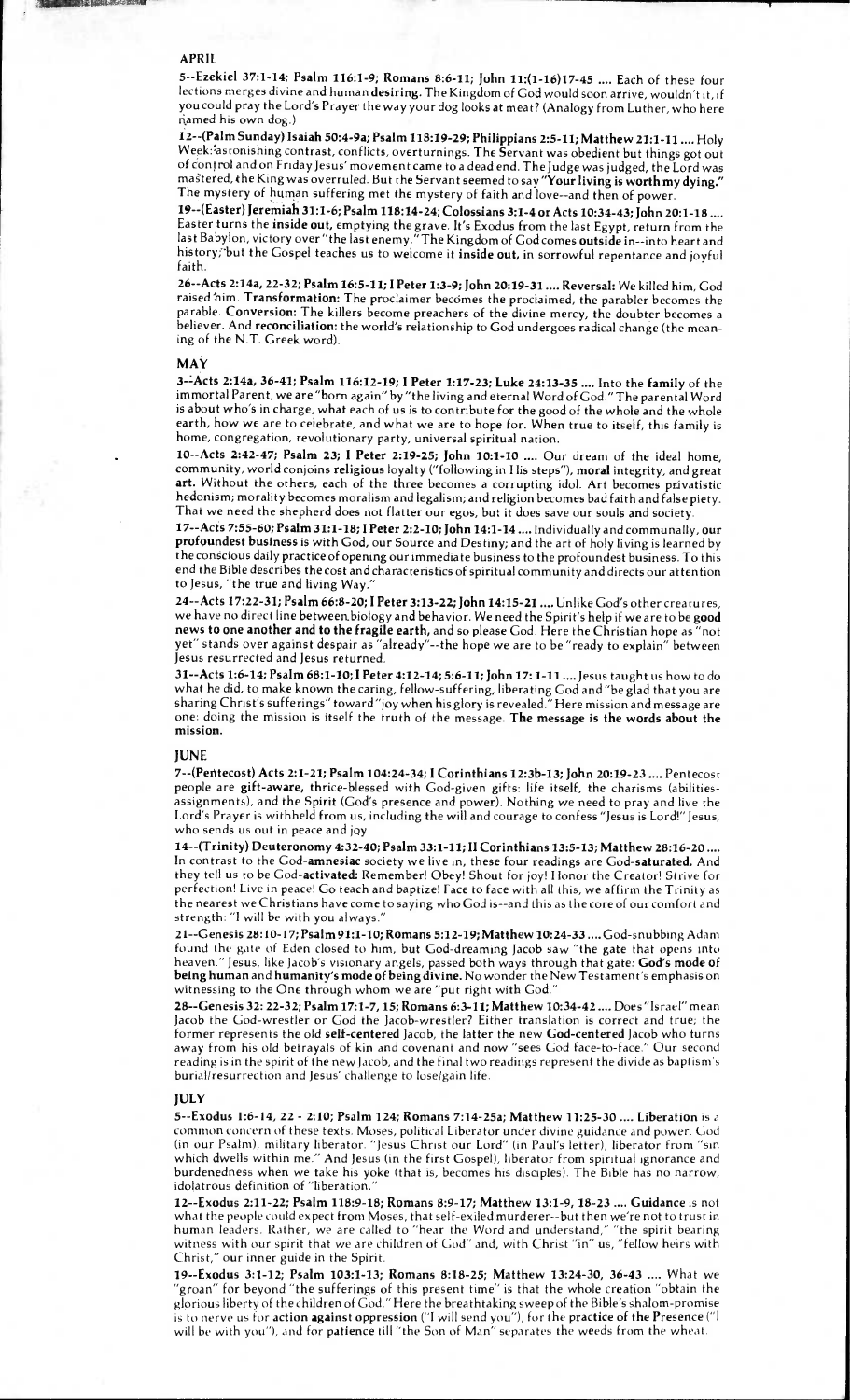## APRIL

**5--Ezekiel 37:1-14; Psalm 116:1-9; Romans 8:6-11; John 11:(1-16)17-45 ....** Each of these four lections merges divine and human **desiring.** The Kingdom of God would soon arrive, wouldn't it, if you could pray the Lord's Prayer the way your dog looks at meat? (Analogy from Luther, who here named his own dog.)

**12--(Palm Sunday) Isaiah 50:4-9a; Psalm 118:19-29; Philippians 2:5-11; Matthew 21:1-11 ....** Holy Week: astonishing contrast, conflicts, overturnings. The Servant was obedient but things got out of control and on Friday Jesus' movement came to a dead end. The Judge was judged, the Lord was mastered, the King was overruled. But the Servant seemed to say **"Your living is worth my dying."** The mystery of human suffering met the mystery of faith and love--and then of power.

**19--(Easter) Jeremiah 31:1-6; Psalm 118:14-24; Colossians 3:1-4 or Acts 10:34-43; John 20:1-18 ....** Easter turns the **inside out,** emptying the grave. It's Exodus from the last Egypt, return from the last Babylon, victory over "the last enemy." The Kingdom of God comes **outside in**--into heart and history; but the Gospel teaches us to welcome it **inside out,** in sorrowful repentance and joyful faith.

**26--Acts 2:14a, 22-32; Psalm 16:5-11; I Peter 1:3-9; John 20:19-31 .... Reversal:** We killed him, God raised him. **Transformation:** The proclaimer becomes the proclaimed, the parabler becomes the parable. **Conversion:** The killers become preachers of the divine mercy, the doubter becomes a believer. And **reconciliation:** the world's relationship to God undergoes radical change (the meaning of the N.T. Greek word).

## MAY

**3--Acts 2:14a, 36-41; Psalm 116:12-19; I Peter 1:17-23; Luke 24:13-35 ....** Into the **family** of the immortal Parent, we are "born again" by "the living and eternal Word of God." The parental Word is about who's in charge, what each of us is to contribute for the good of the whole and the whole earth, how we are to celebrate, and what we are to hope for. When true to itself, this family is home, congregation, revolutionary party, universal spiritual nation.

**10--Acts 2:42-47; Psalm 23; I Peter 2:19-25; John 10:1-10 ....** Our dream of the ideal home, community, world conjoins **religious** loyalty ("following in His steps"), **moral** integrity, and great **art.** Without the others, each of the three becomes a corrupting idol. Art becomes privatistic hedonism; morality becomes moralism and legalism; and religion becomes bad faith and false piety. That we need the shepherd does not flatter our egos, but it does save our souls and society.

**17--Acts 7:55-60; Psalm 31:1-18; I Peter 2:2-10; John 14:1-14 ....** Individually and communally, **our profoundest business** is with God, our Source and Destiny; and the art of holy living is learned by the conscious daily practice of opening our immediate business to the profoundest business. To this end the Bible describes the cost and characteristics of spiritual community and directs our attention to Jesus, "the true and living Way."

**24--Acts 17:22-31; Psalm 66:8-20; I Peter 3:13-22; John 14:15-21 ....** Unlike God's other creatures, we have no direct line between biology and behavior. We need the Spirit's help if we are to be **good news to one another and to the fragile earth,** and so please God. Here the Christian hope as "not yet" stands over against despair as "already"--the hope we are to be "ready to explain" between Jesus resurrected and Jesus returned.

**31--Acts 1:6-14; Psalm 68:1-10; I Peter 4:12-14; 5:6-11; John 17:1-11 ....** Jesus taught us how to do what he did, to make known the caring, fellow-suffering, liberating God and "be glad that you are sharing Christ's sufferings" toward "joy when his glory is revealed." Here mission and message are one: doing the mission is itself the truth of the message. **The message is the words about the mission.**

## JUNE

**7--(Pentecost) Acts 2:1-21; Psalm 104:24-34; I Corinthians 12:3b-13; John 20:19-23 ....** Pentecost people are **gift-aware,** thrice-blessed with God-given gifts: life itself, the charisms (abilities-assignments), and the Spirit (God's presence and power). Nothing we need to pray and live the Lord's Prayer is withheld from us, including the will and courage to confess "Jesus is Lord!" Jesus, who sends us out in peace and joy.

**14--(Trinity) Deuteronomy 4:32-40; Psalm 33:1-11; II Corinthians 13:5-13; Matthew 28:16-20 ....** In contrast to the God-**amnesiac** society we live in, these four readings are God-**saturated.** And they tell us to be God-**activated:** Remember! Obey! Shout for joy! Honor the Creator! Strive for perfection! Live in peace! Go teach and baptize! Face to face with all this, we affirm the Trinity as the nearest we Christians have come to saying who God is--and this as the core of our comfort and strength: "I will be with you always."

**21--Genesis 28:10-17; Psalm 91:1-10; Romans 5:12-19; Matthew 10:24-33 ....** God-snubbing Adam found the gate of Eden closed to him, but God-dreaming Jacob saw "the gate that opens into heaven." Jesus, like Jacob's visionary angels, passed both ways through that gate: **God's mode of being human** and **humanity's mode of being divine.** No wonder the New Testament's emphasis on witnessing to the One through whom we are "put right with God."

**28--Genesis 32: 22-32; Psalm 17:1-7, 15; Romans 6:3-11; Matthew 10:34-42 ....** Does "Israel" mean Jacob the God-wrestler or God the Jacob-wrestler? Either translation is correct and true; the former represents the old **self-centered** Jacob, the latter the new **God-centered** Jacob who turns away from his old betrayals of kin and covenant and now "sees God face-to-face." Our second reading is in the spirit of the new Jacob, and the final two readings represent the divide as baptism's burial/resurrection and Jesus' challenge to lose/gain life.

## JULY

**5--Exodus 1:6-14, 22 - 2:10; Psalm 124; Romans 7:14-25a; Matthew 11:25-30 .... Liberation** is a common concern of these texts. Moses, political Liberator under divine guidance and power. God (in our Psalm), military liberator. "Jesus Christ our Lord" (in Paul's letter), liberator from "sin which dwells within me." And Jesus (in the first Gospel), liberator from spiritual ignorance and burdenedness when we take his yoke (that is, becomes his disciples). The Bible has no narrow, idolatrous definition of "liberation."

**12--Exodus 2:11-22; Psalm 118:9-18; Romans 8:9-17; Matthew 13:1-9, 18-23 .... Guidance** is not what the people could expect from Moses, that self-exiled murderer--but then we're not to trust in human leaders. Rather, we are called to "hear the Word and understand," "the spirit bearing witness with our spirit that we are children of God" and, with Christ "in" us, "fellow heirs with Christ," our inner guide in the Spirit.

**19--Exodus 3:1-12; Psalm 103:1-13; Romans 8:18-25; Matthew 13:24-30, 36-43 ....** What we "groan" for beyond "the sufferings of this present time" is that the whole creation "obtain the glorious liberty of the children of God." Here the breathtaking sweep of the Bible's shalom-promise is to nerve us for **action against oppression** ("I will send you"), for the **practice of the Presence** ("I will be with you"), and for **patience** till "the Son of Man" separates the weeds from the wheat.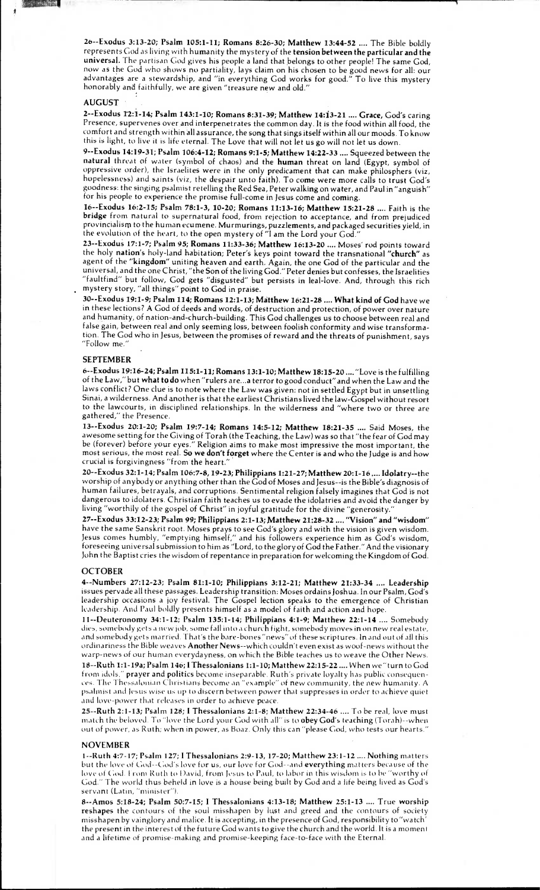**26--Exodus 3:13-20; Psalm 105:1-11; Romans 8:26-30; Matthew 13:44-52** .... The Bible boldly represents God as living with humanity the mystery of the **tension between the particular and the universal.** The partisan God gives his people a land that belongs to other people! The same God, now as the God who shows no partiality, lays claim on his chosen to be good news for all: our advantages are a stewardship, and "in everything God works for good." To live this mystery honorably and faithfully, we are given "treasure new and old."

## AUGUST

**2--Exodus 12:1-14; Psalm 143:1-10; Romans 8:31-39; Matthew 14:13-21** .... **Grace,** God's caring Presence, supervenes over and interpenetrates the common day. It is the food within all food, the comfort and strength within all assurance, the song that sings itself within all our moods. To know this is light, to live it is life eternal. The Love that will not let us go will not let us down.

**9--Exodus 14:19-31; Psalm 106:4-12; Romans 9:1-5; Matthew 14:22-33** .... Squeezed between the **natural** threat of water (symbol of chaos) and the **human** threat on land (Egypt, symbol of oppressive order), the Israelites were in the only predicament that can make philosphers (viz, hopelessness) and saints (viz, the despair unto faith). To come were more calls to trust God's goodness: the singing psalmist retelling the Red Sea, Peter walking on water, and Paul in "anguish" for his people to experience the promise full-come in Jesus come and coming.

**16--Exodus 16:2-15; Psalm 78:1-3, 10-20; Romans 11:13-16; Matthew 15:21-28** .... Faith is the **bridge** from natural to supernatural food, from rejection to acceptance, and from prejudiced provincialism to the human ecumene. Murmurings, puzzlements, and packaged securities yield, in the evolution of the heart, to the open mystery of "I am the Lord your God."

**23--Exodus 17:1-7; Psalm 95; Romans 11:33-36; Matthew 16:13-20** .... Moses' rod points toward the holy **nation**'s holy-land habitation; Peter's keys point toward the transnational **"church"** as agent of the **"kingdom"** uniting heaven and earth. Again, the one God of the particular and the universal, and the one Christ, "the Son of the living God." Peter denies but confesses, the Israelities "faultfind" but follow, God gets "disgusted" but persists in leal-love. And, through this rich mystery story, "all things" point to God in praise.

**30--Exodus 19:1-9; Psalm 114; Romans 12:1-13; Matthew 16:21-28** .... **What kind of God** have we in these lections? A God of deeds and words, of destruction and protection, of power over nature and humanity, of nation-and-church-building. This God challenges us to choose between real and false gain, between real and only seeming loss, between foolish conformity and wise transformation. The God who in Jesus, between the promises of reward and the threats of punishment, says "Follow me."

## SEPTEMBER

**6--Exodus 19:16-24; Psalm 115:1-11; Romans 13:1-10; Matthew 18:15-20** .... "Love is the fulfilling of the Law," but **what to do** when "rulers are...a terror to good conduct" and when the Law and the laws conflict? One clue is to note where the Law was given: not in settled Egypt but in unsettling Sinai, a wilderness. And another is that the earliest Christians lived the law-Gospel without resort to the lawcourts, in disciplined relationships. In the wilderness and "where two or three are gathered," the Presence.

**13--Exodus 20:1-20; Psalm 19:7-14; Romans 14:5-12; Matthew 18:21-35** .... Said Moses, the awesome setting for the Giving of Torah (the Teaching, the Law) was so that "the fear of God may be (forever) before your eyes." Religion aims to make most impressive the most important, the most serious, the most real. **So we don't forget** where the Center is and who the Judge is and how crucial is forgivingness "from the heart."

**20--Exodus 32:1-14; Psalm 106:7-8, 19-23; Philippians 1:21-27; Matthew 20:1-16** .... **Idolatry**--the worship of anybody or anything other than the God of Moses and Jesus--is the Bible's diagnosis of human failures, betrayals, and corruptions. Sentimental religion falsely imagines that God is not dangerous to idolaters. Christian faith teaches us to evade the idolatries and avoid the danger by living "worthily of the gospel of Christ" in joyful gratitude for the divine "generosity."

**27--Exodus 33:12-23; Psalm 99; Philippians 2:1-13; Matthew 21:28-32** .... **"Vision"** and **"wisdom"** have the same Sanskrit root. Moses prays to see God's glory and with the vision is given wisdom. Jesus comes humbly, "emptying himself," and his followers experience him as God's wisdom, foreseeing universal submission to him as "Lord, to the glory of God the Father." And the visionary John the Baptist cries the wisdom of repentance in preparation for welcoming the Kingdom of God.

## OCTOBER

**4--Numbers 27:12-23; Psalm 81:1-10; Philippians 3:12-21; Matthew 21:33-34** .... **Leadership** issues pervade all these passages. Leadership transition: Moses ordains Joshua. In our Psalm, God's leadership occasions a joy festival. The Gospel lection speaks to the emergence of Christian leadership. And Paul boldly presents himself as a model of faith and action and hope.

**11--Deuteronomy 34:1-12; Psalm 135:1-14; Philippians 4:1-9; Matthew 22:1-14** .... Somebody dies, somebody gets a new job, some fall into a church fight, somebody moves in on new real estate, and somebody gets married. That's the bare-bones "news" of these scriptures. In and out of all this ordinariness the Bible weaves **Another News**--which couldn't even exist as woof-news without the warp-news of our human everydayness, on which the Bible teaches us to weave the Other News.

**18--Ruth 1:1-19a; Psalm 146; I Thessalonians 1:1-10; Matthew 22:15-22** .... When we "turn to God from idols," **prayer and politics** become inseparable. Ruth's private loyalty has public consequences. The Thessalonian Christians become an "example" of new community, the new humanity. A psalmist and Jesus wise us up to discern between power that suppresses in order to achieve quiet and love-power that releases in order to achieve peace.

**25--Ruth 2:1-13; Psalm 128; I Thessalonians 2:1-8; Matthew 22:34-46** .... To be real, love must match the beloved. To "love the Lord your God with all" is to **obey God's teaching** (Torah)--when out of power, as Ruth; when in power, as Boaz. Only this can "please God, who tests our hearts."

## NOVEMBER

**1--Ruth 4:7-17; Psalm 127; I Thessalonians 2:9-13, 17-20; Matthew 23:1-12** .... **Nothing** matters but the love of God--God's love for us, our love for God--and **everything** matters because of the love of God. From Ruth to David, from Jesus to Paul, to labor in this wisdom is to be "worthy of God." The world thus beheld in love is a house being built by God and a life being lived as God's servant (Latin, "minister").

**8--Amos 5:18-24; Psalm 50:7-15; I Thessalonians 4:13-18; Matthew 25:1-13** .... True **worship reshapes** the contours of the soul misshapen by lust and greed and the contours of society misshapen by vainglory and malice. It is accepting, in the presence of God, responsibility to "watch" the present in the interest of the future God wants to give the church and the world. It is a moment and a lifetime of promise-making and promise-keeping face-to-face with the Eternal.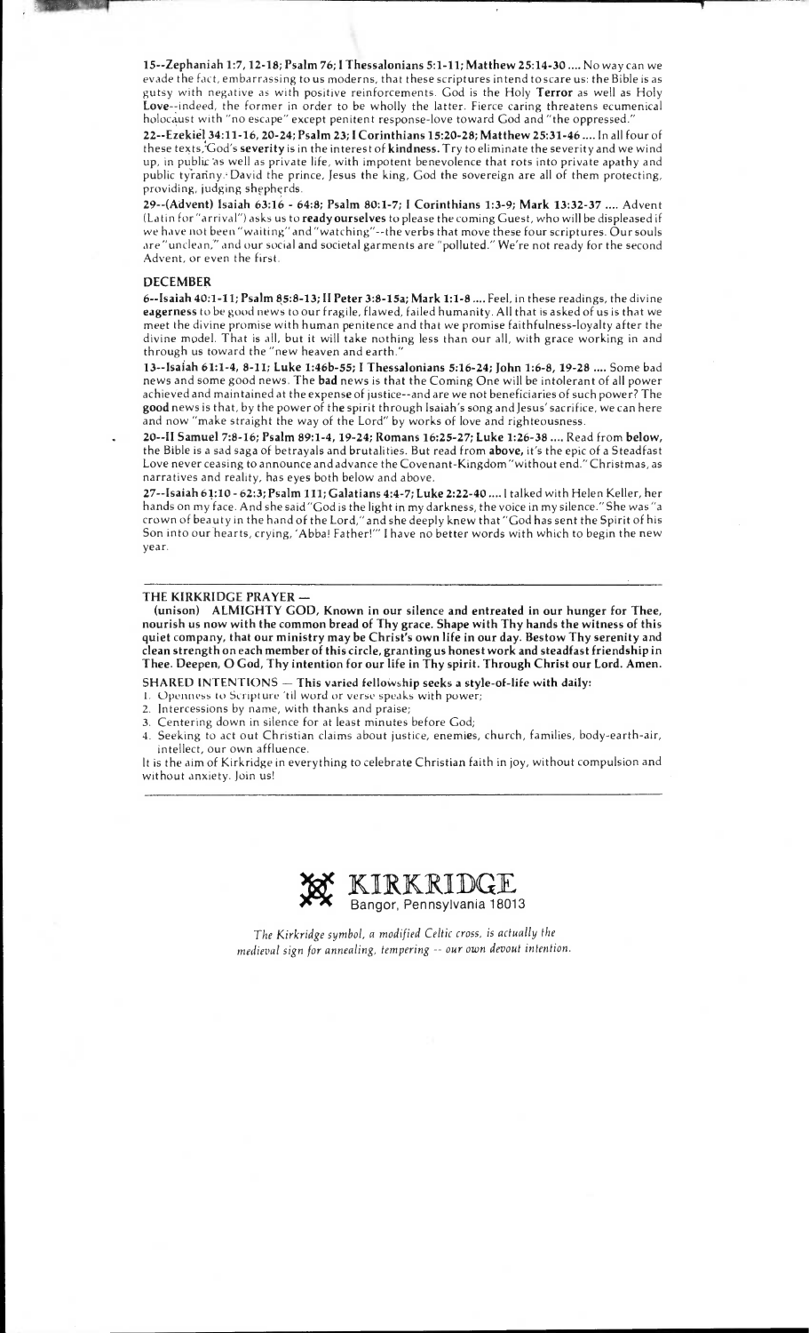**15--Zephaniah 1:7, 12-18; Psalm 76; I Thessalonians 5:1-11; Matthew 25:14-30 ....** No way can we evade the fact, embarrassing to us moderns, that these scriptures intend to scare us: the Bible is as gutsy with negative as with positive reinforcements. God is the Holy **Terror** as well as Holy **Love**--indeed, the former in order to be wholly the latter. Fierce caring threatens ecumenical holocaust with "no escape" except penitent response-love toward God and "the oppressed."

**22--Ezekiel 34:11-16, 20-24; Psalm 23; I Corinthians 15:20-28; Matthew 25:31-46 ....** In all four of these texts, God's **severity** is in the interest of **kindness.** Try to eliminate the severity and we wind up, in public as well as private life, with impotent benevolence that rots into private apathy and public tyranny. David the prince, Jesus the king, God the sovereign are all of them protecting, providing, judging shepherds.

**29--(Advent) Isaiah 63:16 - 64:8; Psalm 80:1-7; I Corinthians 1:3-9; Mark 13:32-37 ....** Advent (Latin for "arrival") asks us to **ready ourselves** to please the coming Guest, who will be displeased if we have not been "waiting" and "watching"--the verbs that move these four scriptures. Our souls are "unclean," and our social and societal garments are "polluted." We're not ready for the second Advent, or even the first.

## DECEMBER

**6--Isaiah 40:1-11; Psalm 85:8-13; II Peter 3:8-15a; Mark 1:1-8 ....** Feel, in these readings, the divine **eagerness** to be good news to our fragile, flawed, failed humanity. All that is asked of us is that we meet the divine promise with human penitence and that we promise faithfulness-loyalty after the divine model. That is all, but it will take nothing less than our all, with grace working in and through us toward the "new heaven and earth."

**13--Isaiah 61:1-4, 8-11; Luke 1:46b-55; I Thessalonians 5:16-24; John 1:6-8, 19-28 ....** Some bad news and some good news. The **bad** news is that the Coming One will be intolerant of all power achieved and maintained at the expense of justice--and are we not beneficiaries of such power? The **good** news is that, by the power of the spirit through Isaiah's song and Jesus' sacrifice, we can here and now "make straight the way of the Lord" by works of love and righteousness.

**20--II Samuel 7:8-16; Psalm 89:1-4, 19-24; Romans 16:25-27; Luke 1:26-38 ....** Read from **below,** the Bible is a sad saga of betrayals and brutalities. But read from **above,** it's the epic of a Steadfast Love never ceasing to announce and advance the Covenant-Kingdom "without end." Christmas, as narratives and reality, has eyes both below and above.

**27--Isaiah 61:10 - 62:3; Psalm 111; Galatians 4:4-7; Luke 2:22-40 ....** I talked with Helen Keller, her hands on my face. And she said "God is the light in my darkness, the voice in my silence." She was "a crown of beauty in the hand of the Lord," and she deeply knew that "God has sent the Spirit of his Son into our hearts, crying, 'Abba! Father!'" I have no better words with which to begin the new year.

---

**THE KIRKRIDGE PRAYER —**

**(unison) ALMIGHTY GOD, Known in our silence and entreated in our hunger for Thee, nourish us now with the common bread of Thy grace. Shape with Thy hands the witness of this quiet company, that our ministry may be Christ's own life in our day. Bestow Thy serenity and clean strength on each member of this circle, granting us honest work and steadfast friendship in Thee. Deepen, O God, Thy intention for our life in Thy spirit. Through Christ our Lord. Amen.**

SHARED INTENTIONS — **This varied fellowship seeks a style-of-life with daily:**

1. Openness to Scripture 'til word or verse speaks with power;
2. Intercessions by name, with thanks and praise;
3. Centering down in silence for at least minutes before God;
4. Seeking to act out Christian claims about justice, enemies, church, families, body-earth-air, intellect, our own affluence.

It is the aim of Kirkridge in everything to celebrate Christian faith in joy, without compulsion and without anxiety. Join us!

---

**KIRKRIDGE**
Bangor, Pennsylvania 18013

*The Kirkridge symbol, a modified Celtic cross, is actually the medieval sign for annealing, tempering -- our own devout intention.*